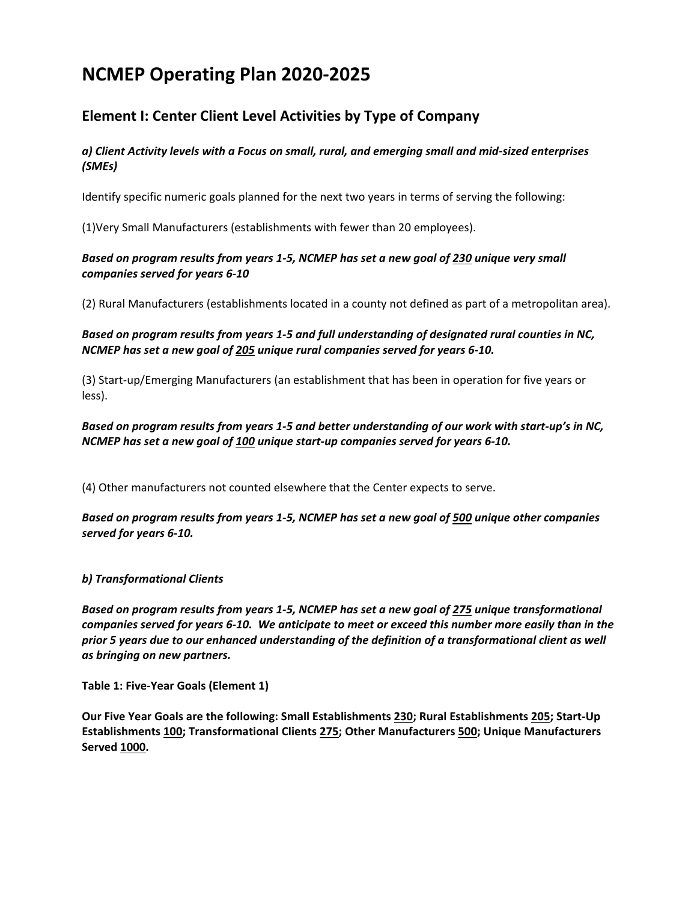# NCMEP Operating Plan 2020-2025

## Element I: Center Client Level Activities by Type of Company

***a) Client Activity levels with a Focus on small, rural, and emerging small and mid-sized enterprises (SMEs)***

Identify specific numeric goals planned for the next two years in terms of serving the following:

(1)Very Small Manufacturers (establishments with fewer than 20 employees).

***Based on program results from years 1-5, NCMEP has set a new goal of <u>230</u> unique very small companies served for years 6-10***

(2) Rural Manufacturers (establishments located in a county not defined as part of a metropolitan area).

***Based on program results from years 1-5 and full understanding of designated rural counties in NC, NCMEP has set a new goal of <u>205</u> unique rural companies served for years 6-10.***

(3) Start-up/Emerging Manufacturers (an establishment that has been in operation for five years or less).

***Based on program results from years 1-5 and better understanding of our work with start-up's in NC, NCMEP has set a new goal of <u>100</u> unique start-up companies served for years 6-10.***

(4) Other manufacturers not counted elsewhere that the Center expects to serve.

***Based on program results from years 1-5, NCMEP has set a new goal of <u>500</u> unique other companies served for years 6-10.***

***b) Transformational Clients***

***Based on program results from years 1-5, NCMEP has set a new goal of <u>275</u> unique transformational companies served for years 6-10. We anticipate to meet or exceed this number more easily than in the prior 5 years due to our enhanced understanding of the definition of a transformational client as well as bringing on new partners.***

**Table 1: Five-Year Goals (Element 1)**

**Our Five Year Goals are the following: Small Establishments <u>230</u>; Rural Establishments <u>205</u>; Start-Up Establishments <u>100</u>; Transformational Clients <u>275</u>; Other Manufacturers <u>500</u>; Unique Manufacturers Served <u>1000</u>.**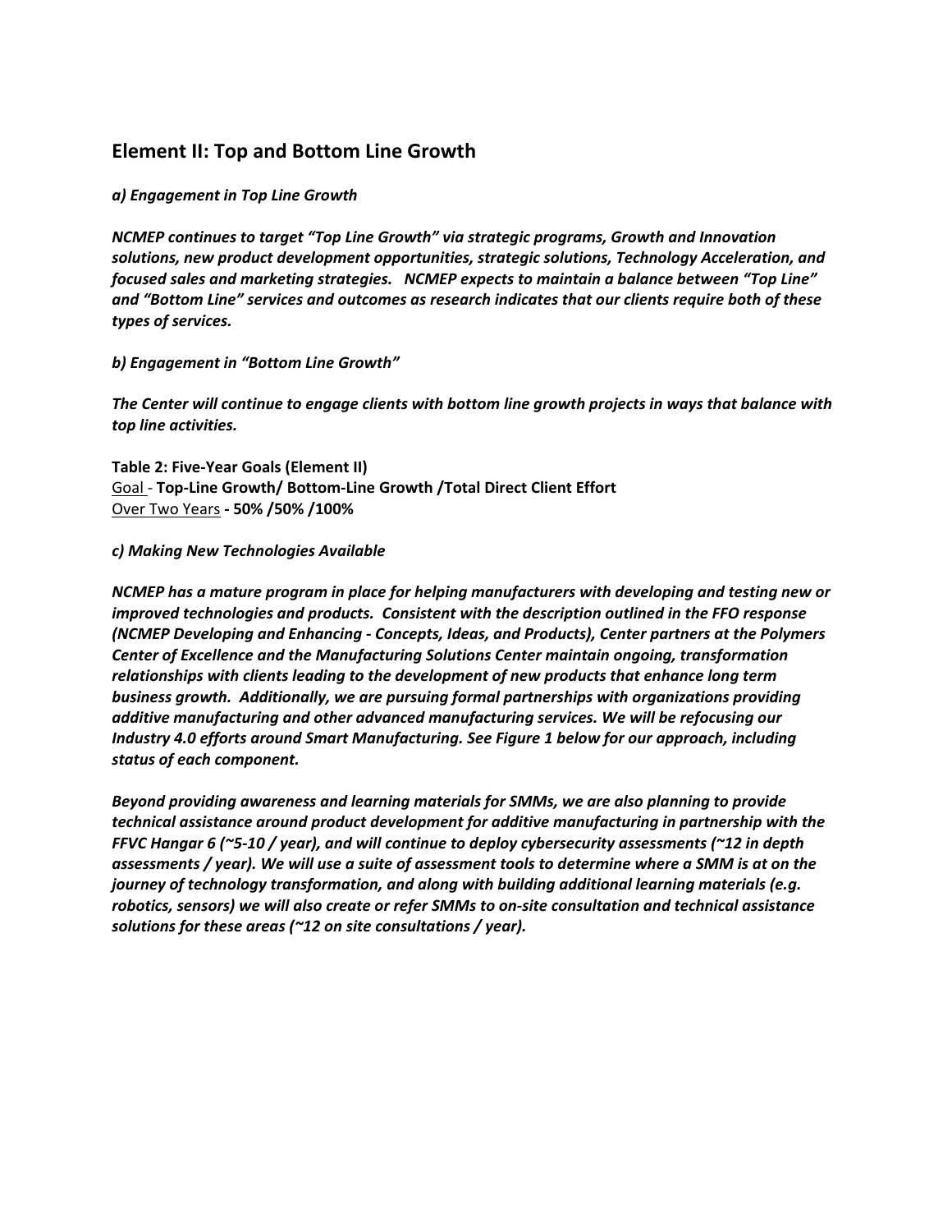## Element II: Top and Bottom Line Growth

***a) Engagement in Top Line Growth***

***NCMEP continues to target "Top Line Growth" via strategic programs, Growth and Innovation solutions, new product development opportunities, strategic solutions, Technology Acceleration, and focused sales and marketing strategies. NCMEP expects to maintain a balance between "Top Line" and "Bottom Line" services and outcomes as research indicates that our clients require both of these types of services.***

***b) Engagement in "Bottom Line Growth"***

***The Center will continue to engage clients with bottom line growth projects in ways that balance with top line activities.***

**Table 2: Five-Year Goals (Element II)**
Goal - **Top-Line Growth/ Bottom-Line Growth /Total Direct Client Effort**
Over Two Years **- 50% /50% /100%**

***c) Making New Technologies Available***

***NCMEP has a mature program in place for helping manufacturers with developing and testing new or improved technologies and products. Consistent with the description outlined in the FFO response (NCMEP Developing and Enhancing - Concepts, Ideas, and Products), Center partners at the Polymers Center of Excellence and the Manufacturing Solutions Center maintain ongoing, transformation relationships with clients leading to the development of new products that enhance long term business growth. Additionally, we are pursuing formal partnerships with organizations providing additive manufacturing and other advanced manufacturing services. We will be refocusing our Industry 4.0 efforts around Smart Manufacturing. See Figure 1 below for our approach, including status of each component.***

***Beyond providing awareness and learning materials for SMMs, we are also planning to provide technical assistance around product development for additive manufacturing in partnership with the FFVC Hangar 6 (~5-10 / year), and will continue to deploy cybersecurity assessments (~12 in depth assessments / year). We will use a suite of assessment tools to determine where a SMM is at on the journey of technology transformation, and along with building additional learning materials (e.g. robotics, sensors) we will also create or refer SMMs to on-site consultation and technical assistance solutions for these areas (~12 on site consultations / year).***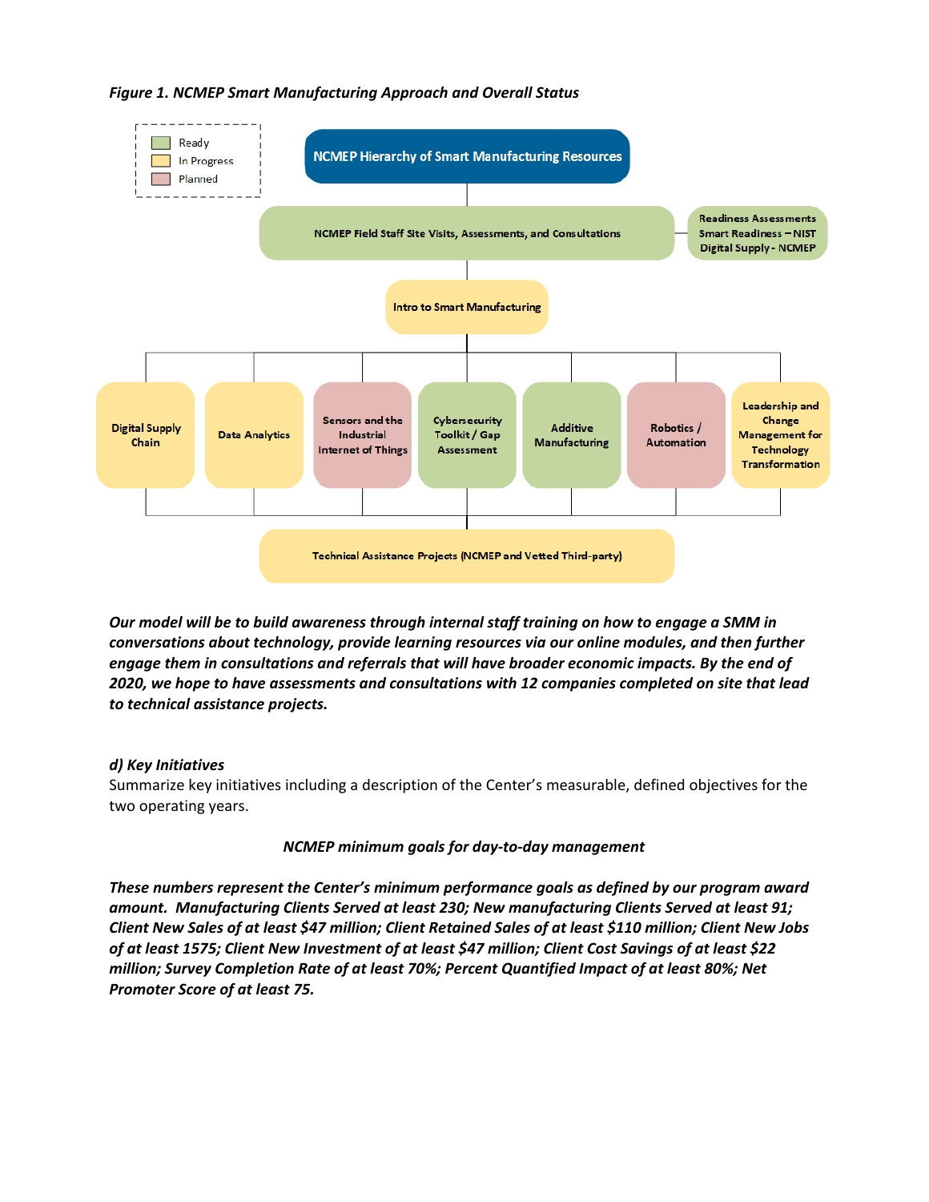*Figure 1. NCMEP Smart Manufacturing Approach and Overall Status*

Legend: Ready | In Progress | Planned

- **NCMEP Hierarchy of Smart Manufacturing Resources**
  - NCMEP Field Staff Site Visits, Assessments, and Consultations (Ready)
    - Readiness Assessments: Smart Readiness – NIST; Digital Supply - NCMEP (Ready)
  - Intro to Smart Manufacturing (In Progress)
    - Digital Supply Chain (In Progress)
    - Data Analytics (In Progress)
    - Sensors and the Industrial Internet of Things (Planned)
    - Cybersecurity Toolkit / Gap Assessment (Ready)
    - Additive Manufacturing (Ready)
    - Robotics / Automation (Planned)
    - Leadership and Change Management for Technology Transformation (In Progress)
  - Technical Assistance Projects (NCMEP and Vetted Third-party) (In Progress)

***Our model will be to build awareness through internal staff training on how to engage a SMM in conversations about technology, provide learning resources via our online modules, and then further engage them in consultations and referrals that will have broader economic impacts. By the end of 2020, we hope to have assessments and consultations with 12 companies completed on site that lead to technical assistance projects.***

### *d) Key Initiatives*

Summarize key initiatives including a description of the Center's measurable, defined objectives for the two operating years.

***NCMEP minimum goals for day-to-day management***

***These numbers represent the Center's minimum performance goals as defined by our program award amount. Manufacturing Clients Served at least 230; New manufacturing Clients Served at least 91; Client New Sales of at least \$47 million; Client Retained Sales of at least \$110 million; Client New Jobs of at least 1575; Client New Investment of at least \$47 million; Client Cost Savings of at least \$22 million; Survey Completion Rate of at least 70%; Percent Quantified Impact of at least 80%; Net Promoter Score of at least 75.***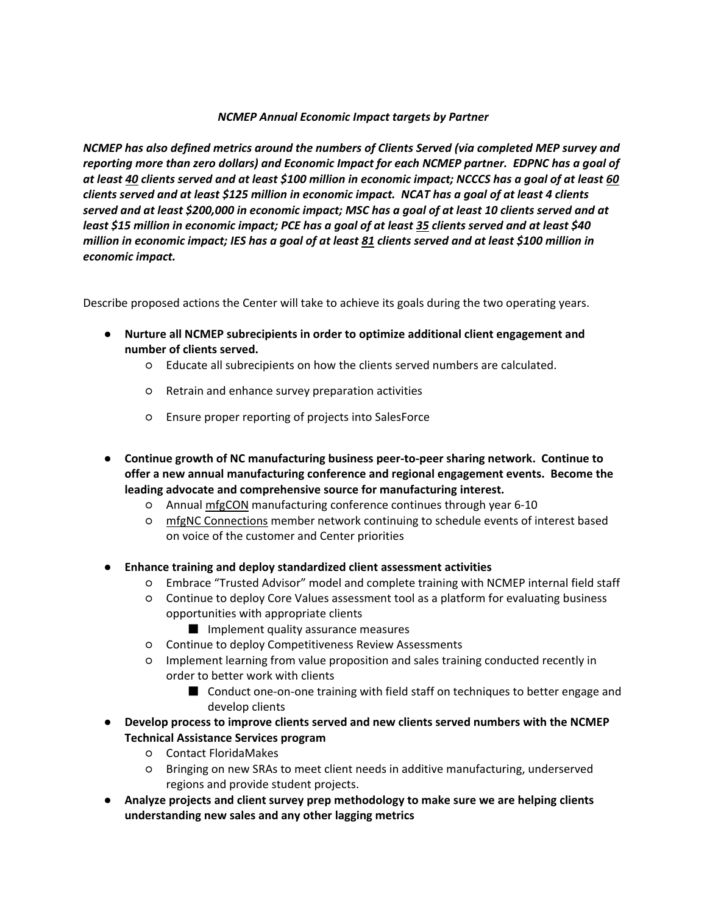*NCMEP Annual Economic Impact targets by Partner*

***NCMEP has also defined metrics around the numbers of Clients Served (via completed MEP survey and reporting more than zero dollars) and Economic Impact for each NCMEP partner. EDPNC has a goal of at least <u>40</u> clients served and at least $100 million in economic impact; NCCCS has a goal of at least <u>60</u> clients served and at least $125 million in economic impact. NCAT has a goal of at least 4 clients served and at least $200,000 in economic impact; MSC has a goal of at least 10 clients served and at least $15 million in economic impact; PCE has a goal of at least <u>35</u> clients served and at least $40 million in economic impact; IES has a goal of at least <u>81</u> clients served and at least $100 million in economic impact.***

Describe proposed actions the Center will take to achieve its goals during the two operating years.

- **Nurture all NCMEP subrecipients in order to optimize additional client engagement and number of clients served.**
  - Educate all subrecipients on how the clients served numbers are calculated.
  - Retrain and enhance survey preparation activities
  - Ensure proper reporting of projects into SalesForce
- **Continue growth of NC manufacturing business peer-to-peer sharing network. Continue to offer a new annual manufacturing conference and regional engagement events. Become the leading advocate and comprehensive source for manufacturing interest.**
  - Annual <u>mfgCON</u> manufacturing conference continues through year 6-10
  - <u>mfgNC Connections</u> member network continuing to schedule events of interest based on voice of the customer and Center priorities
- **Enhance training and deploy standardized client assessment activities**
  - Embrace "Trusted Advisor" model and complete training with NCMEP internal field staff
  - Continue to deploy Core Values assessment tool as a platform for evaluating business opportunities with appropriate clients
    - Implement quality assurance measures
  - Continue to deploy Competitiveness Review Assessments
  - Implement learning from value proposition and sales training conducted recently in order to better work with clients
    - Conduct one-on-one training with field staff on techniques to better engage and develop clients
- **Develop process to improve clients served and new clients served numbers with the NCMEP Technical Assistance Services program**
  - Contact FloridaMakes
  - Bringing on new SRAs to meet client needs in additive manufacturing, underserved regions and provide student projects.
- **Analyze projects and client survey prep methodology to make sure we are helping clients understanding new sales and any other lagging metrics**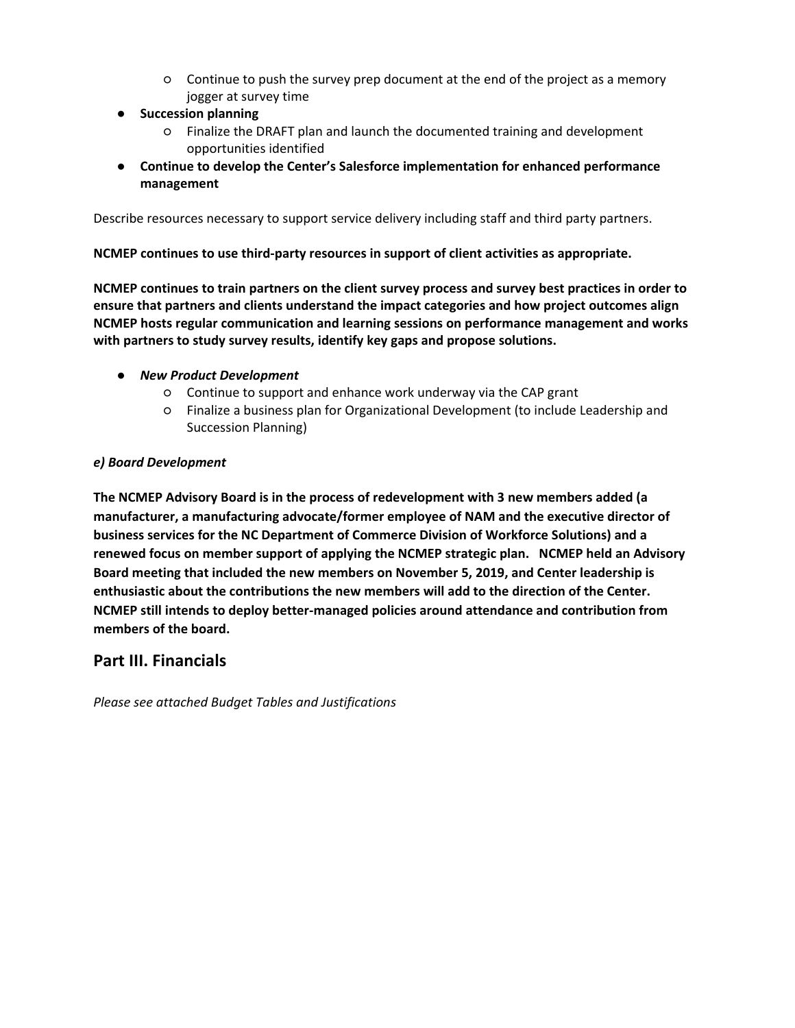- Continue to push the survey prep document at the end of the project as a memory jogger at survey time
- **Succession planning**
    - Finalize the DRAFT plan and launch the documented training and development opportunities identified
- **Continue to develop the Center's Salesforce implementation for enhanced performance management**

Describe resources necessary to support service delivery including staff and third party partners.

**NCMEP continues to use third-party resources in support of client activities as appropriate.**

**NCMEP continues to train partners on the client survey process and survey best practices in order to ensure that partners and clients understand the impact categories and how project outcomes align NCMEP hosts regular communication and learning sessions on performance management and works with partners to study survey results, identify key gaps and propose solutions.**

- ***New Product Development***
    - Continue to support and enhance work underway via the CAP grant
    - Finalize a business plan for Organizational Development (to include Leadership and Succession Planning)

***e) Board Development***

**The NCMEP Advisory Board is in the process of redevelopment with 3 new members added (a manufacturer, a manufacturing advocate/former employee of NAM and the executive director of business services for the NC Department of Commerce Division of Workforce Solutions) and a renewed focus on member support of applying the NCMEP strategic plan. NCMEP held an Advisory Board meeting that included the new members on November 5, 2019, and Center leadership is enthusiastic about the contributions the new members will add to the direction of the Center. NCMEP still intends to deploy better-managed policies around attendance and contribution from members of the board.**

## Part III. Financials

*Please see attached Budget Tables and Justifications*